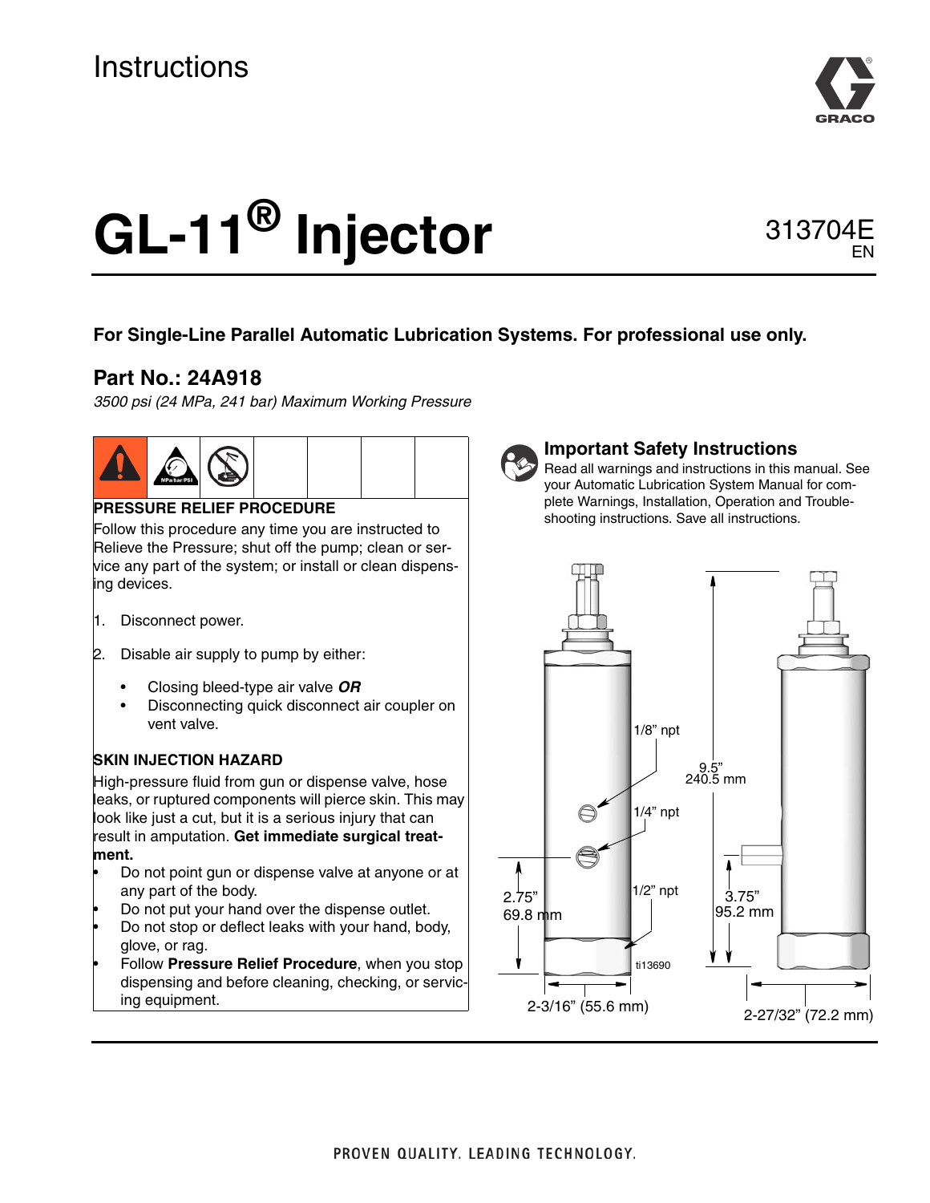Instructions

# GL-11® Injector

313704E
EN

**For Single-Line Parallel Automatic Lubrication Systems. For professional use only.**

## Part No.: 24A918

*3500 psi (24 MPa, 241 bar) Maximum Working Pressure*

### PRESSURE RELIEF PROCEDURE

Follow this procedure any time you are instructed to Relieve the Pressure; shut off the pump; clean or service any part of the system; or install or clean dispensing devices.

1. Disconnect power.
2. Disable air supply to pump by either:
   - Closing bleed-type air valve ***OR***
   - Disconnecting quick disconnect air coupler on vent valve.

### SKIN INJECTION HAZARD

High-pressure fluid from gun or dispense valve, hose leaks, or ruptured components will pierce skin. This may look like just a cut, but it is a serious injury that can result in amputation. **Get immediate surgical treatment.**

- Do not point gun or dispense valve at anyone or at any part of the body.
- Do not put your hand over the dispense outlet.
- Do not stop or deflect leaks with your hand, body, glove, or rag.
- Follow **Pressure Relief Procedure**, when you stop dispensing and before cleaning, checking, or servicing equipment.

### Important Safety Instructions

Read all warnings and instructions in this manual. See your Automatic Lubrication System Manual for complete Warnings, Installation, Operation and Troubleshooting instructions. Save all instructions.

1/8" npt

1/4" npt

1/2" npt

9.5"
240.5 mm

2.75"
69.8 mm

3.75"
95.2 mm

ti13690

2-3/16" (55.6 mm)

2-27/32" (72.2 mm)

PROVEN QUALITY. LEADING TECHNOLOGY.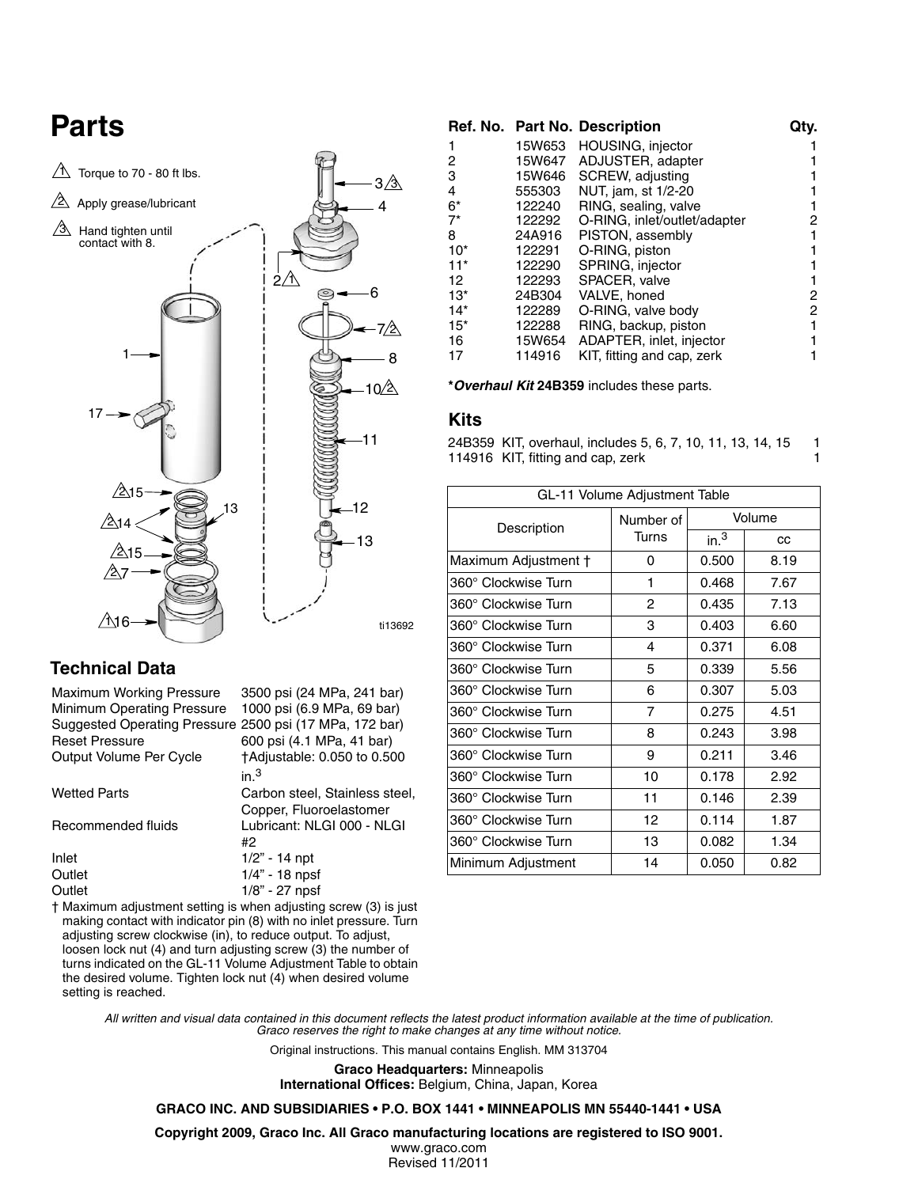# Parts

⚠1 Torque to 70 - 80 ft lbs.

⚠2 Apply grease/lubricant

⚠3 Hand tighten until contact with 8.

| Ref. No. | Part No. | Description | Qty. |
|---|---|---|---|
| 1 | 15W653 | HOUSING, injector | 1 |
| 2 | 15W647 | ADJUSTER, adapter | 1 |
| 3 | 15W646 | SCREW, adjusting | 1 |
| 4 | 555303 | NUT, jam, st 1/2-20 | 1 |
| 6* | 122240 | RING, sealing, valve | 1 |
| 7* | 122292 | O-RING, inlet/outlet/adapter | 2 |
| 8 | 24A916 | PISTON, assembly | 1 |
| 10* | 122291 | O-RING, piston | 1 |
| 11* | 122290 | SPRING, injector | 1 |
| 12 | 122293 | SPACER, valve | 1 |
| 13* | 24B304 | VALVE, honed | 2 |
| 14* | 122289 | O-RING, valve body | 2 |
| 15* | 122288 | RING, backup, piston | 1 |
| 16 | 15W654 | ADAPTER, inlet, injector | 1 |
| 17 | 114916 | KIT, fitting and cap, zerk | 1 |

***Overhaul Kit* 24B359** includes these parts.

## Kits

| | | |
|---|---|---|
| 24B359 | KIT, overhaul, includes 5, 6, 7, 10, 11, 13, 14, 15 | 1 |
| 114916 | KIT, fitting and cap, zerk | 1 |

| GL-11 Volume Adjustment Table | | | |
|---|---|---|---|
| Description | Number of Turns | Volume | |
| | | in.$^3$ | cc |
| Maximum Adjustment † | 0 | 0.500 | 8.19 |
| 360° Clockwise Turn | 1 | 0.468 | 7.67 |
| 360° Clockwise Turn | 2 | 0.435 | 7.13 |
| 360° Clockwise Turn | 3 | 0.403 | 6.60 |
| 360° Clockwise Turn | 4 | 0.371 | 6.08 |
| 360° Clockwise Turn | 5 | 0.339 | 5.56 |
| 360° Clockwise Turn | 6 | 0.307 | 5.03 |
| 360° Clockwise Turn | 7 | 0.275 | 4.51 |
| 360° Clockwise Turn | 8 | 0.243 | 3.98 |
| 360° Clockwise Turn | 9 | 0.211 | 3.46 |
| 360° Clockwise Turn | 10 | 0.178 | 2.92 |
| 360° Clockwise Turn | 11 | 0.146 | 2.39 |
| 360° Clockwise Turn | 12 | 0.114 | 1.87 |
| 360° Clockwise Turn | 13 | 0.082 | 1.34 |
| Minimum Adjustment | 14 | 0.050 | 0.82 |

## Technical Data

| | |
|---|---|
| Maximum Working Pressure | 3500 psi (24 MPa, 241 bar) |
| Minimum Operating Pressure | 1000 psi (6.9 MPa, 69 bar) |
| Suggested Operating Pressure | 2500 psi (17 MPa, 172 bar) |
| Reset Pressure | 600 psi (4.1 MPa, 41 bar) |
| Output Volume Per Cycle | †Adjustable: 0.050 to 0.500 in.$^3$ |
| Wetted Parts | Carbon steel, Stainless steel, Copper, Fluoroelastomer |
| Recommended fluids | Lubricant: NLGI 000 - NLGI #2 |
| Inlet | 1/2" - 14 npt |
| Outlet | 1/4" - 18 npsf |
| Outlet | 1/8" - 27 npsf |

† Maximum adjustment setting is when adjusting screw (3) is just making contact with indicator pin (8) with no inlet pressure. Turn adjusting screw clockwise (in), to reduce output. To adjust, loosen lock nut (4) and turn adjusting screw (3) the number of turns indicated on the GL-11 Volume Adjustment Table to obtain the desired volume. Tighten lock nut (4) when desired volume setting is reached.

*All written and visual data contained in this document reflects the latest product information available at the time of publication. Graco reserves the right to make changes at any time without notice.*

Original instructions. This manual contains English. MM 313704

**Graco Headquarters:** Minneapolis
**International Offices:** Belgium, China, Japan, Korea

**GRACO INC. AND SUBSIDIARIES • P.O. BOX 1441 • MINNEAPOLIS MN 55440-1441 • USA**

**Copyright 2009, Graco Inc. All Graco manufacturing locations are registered to ISO 9001.**
www.graco.com
Revised 11/2011